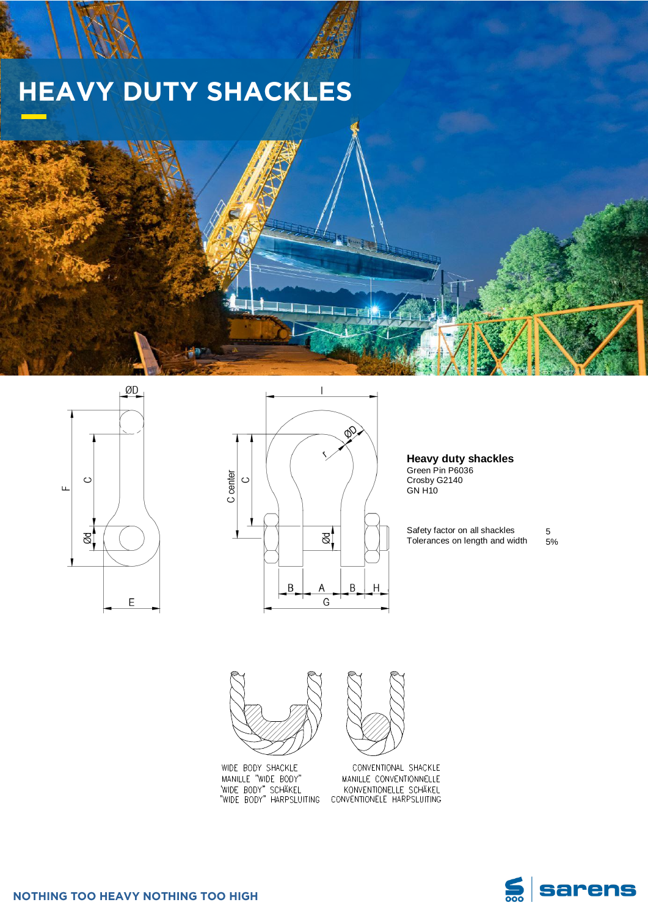# HEAVY DUTY SHACKLES

### Heavy duty shackles

Green Pin P6036
Crosby G2140
GN H10

| | |
|---|---|
| Safety factor on all shackles | 5 |
| Tolerances on length and width | 5% |

WIDE BODY SHACKLE
MANILLE "WIDE BODY"
"WIDE BODY" SCHÄKEL
"WIDE BODY" HARPSLUITING

CONVENTIONAL SHACKLE
MANILLE CONVENTIONNELLE
KONVENTIONELLE SCHÄKEL
CONVENTIONELE HARPSLUITING

NOTHING TOO HEAVY NOTHING TOO HIGH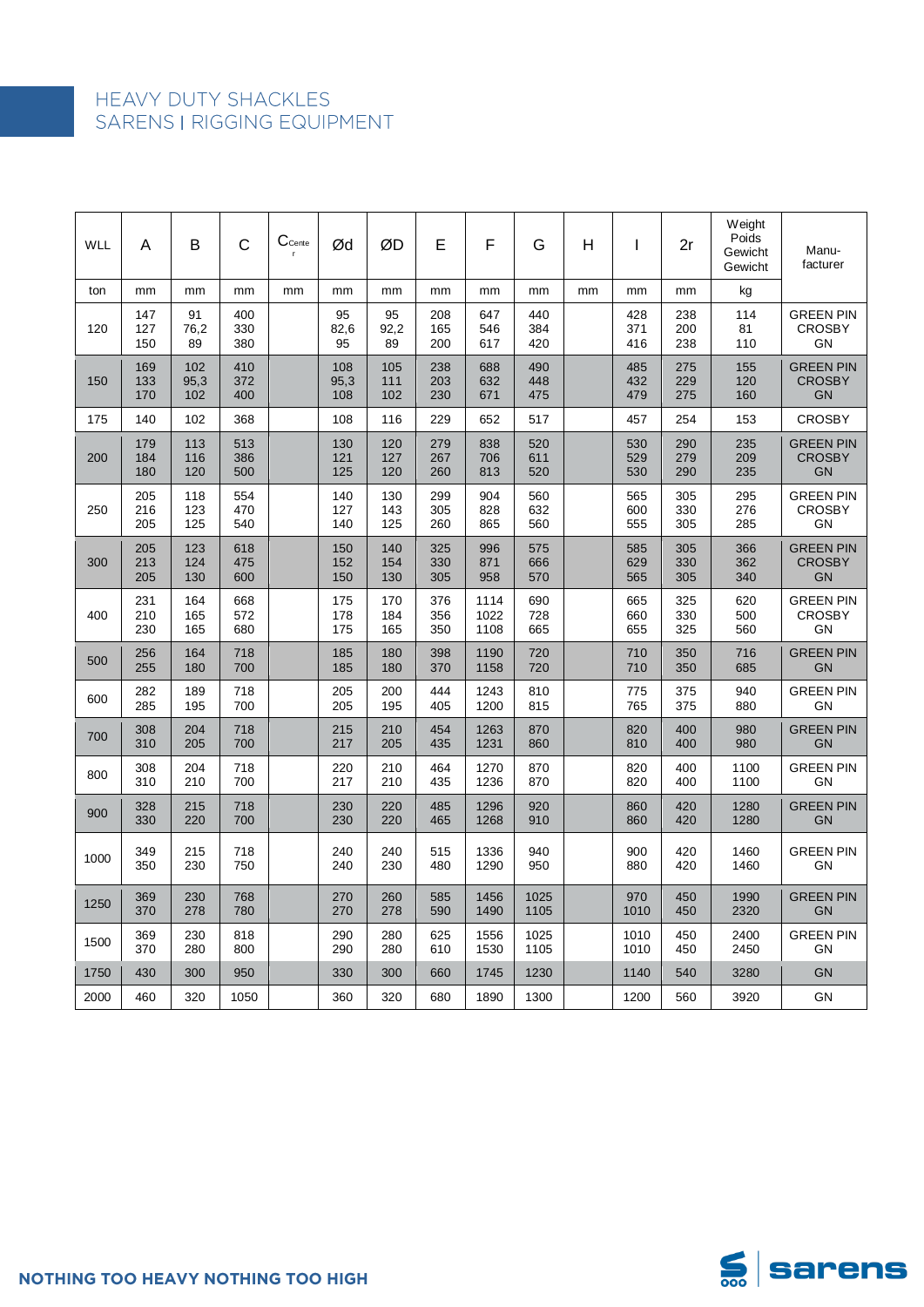# HEAVY DUTY SHACKLES
## SARENS | RIGGING EQUIPMENT

| WLL | A | B | C | C<sub>Center</sub> | Ød | ØD | E | F | G | H | I | 2r | Weight Poids Gewicht Gewicht | Manu-facturer |
|---|---|---|---|---|---|---|---|---|---|---|---|---|---|---|
| ton | mm | mm | mm | mm | mm | mm | mm | mm | mm | mm | mm | mm | kg | |
| 120 | 147<br>127<br>150 | 91<br>76,2<br>89 | 400<br>330<br>380 | | 95<br>82,6<br>95 | 95<br>92,2<br>89 | 208<br>165<br>200 | 647<br>546<br>617 | 440<br>384<br>420 | | 428<br>371<br>416 | 238<br>200<br>238 | 114<br>81<br>110 | GREEN PIN<br>CROSBY<br>GN |
| 150 | 169<br>133<br>170 | 102<br>95,3<br>102 | 410<br>372<br>400 | | 108<br>95,3<br>108 | 105<br>111<br>102 | 238<br>203<br>230 | 688<br>632<br>671 | 490<br>448<br>475 | | 485<br>432<br>479 | 275<br>229<br>275 | 155<br>120<br>160 | GREEN PIN<br>CROSBY<br>GN |
| 175 | 140 | 102 | 368 | | 108 | 116 | 229 | 652 | 517 | | 457 | 254 | 153 | CROSBY |
| 200 | 179<br>184<br>180 | 113<br>116<br>120 | 513<br>386<br>500 | | 130<br>121<br>125 | 120<br>127<br>120 | 279<br>267<br>260 | 838<br>706<br>813 | 520<br>611<br>520 | | 530<br>529<br>530 | 290<br>279<br>290 | 235<br>209<br>235 | GREEN PIN<br>CROSBY<br>GN |
| 250 | 205<br>216<br>205 | 118<br>123<br>125 | 554<br>470<br>540 | | 140<br>127<br>140 | 130<br>143<br>125 | 299<br>305<br>260 | 904<br>828<br>865 | 560<br>632<br>560 | | 565<br>600<br>555 | 305<br>330<br>305 | 295<br>276<br>285 | GREEN PIN<br>CROSBY<br>GN |
| 300 | 205<br>213<br>205 | 123<br>124<br>130 | 618<br>475<br>600 | | 150<br>152<br>150 | 140<br>154<br>130 | 325<br>330<br>305 | 996<br>871<br>958 | 575<br>666<br>570 | | 585<br>629<br>565 | 305<br>330<br>305 | 366<br>362<br>340 | GREEN PIN<br>CROSBY<br>GN |
| 400 | 231<br>210<br>230 | 164<br>165<br>165 | 668<br>572<br>680 | | 175<br>178<br>175 | 170<br>184<br>165 | 376<br>356<br>350 | 1114<br>1022<br>1108 | 690<br>728<br>665 | | 665<br>660<br>655 | 325<br>330<br>325 | 620<br>500<br>560 | GREEN PIN<br>CROSBY<br>GN |
| 500 | 256<br>255 | 164<br>180 | 718<br>700 | | 185<br>185 | 180<br>180 | 398<br>370 | 1190<br>1158 | 720<br>720 | | 710<br>710 | 350<br>350 | 716<br>685 | GREEN PIN<br>GN |
| 600 | 282<br>285 | 189<br>195 | 718<br>700 | | 205<br>205 | 200<br>195 | 444<br>405 | 1243<br>1200 | 810<br>815 | | 775<br>765 | 375<br>375 | 940<br>880 | GREEN PIN<br>GN |
| 700 | 308<br>310 | 204<br>205 | 718<br>700 | | 215<br>217 | 210<br>205 | 454<br>435 | 1263<br>1231 | 870<br>860 | | 820<br>810 | 400<br>400 | 980<br>980 | GREEN PIN<br>GN |
| 800 | 308<br>310 | 204<br>210 | 718<br>700 | | 220<br>217 | 210<br>210 | 464<br>435 | 1270<br>1236 | 870<br>870 | | 820<br>820 | 400<br>400 | 1100<br>1100 | GREEN PIN<br>GN |
| 900 | 328<br>330 | 215<br>220 | 718<br>700 | | 230<br>230 | 220<br>220 | 485<br>465 | 1296<br>1268 | 920<br>910 | | 860<br>860 | 420<br>420 | 1280<br>1280 | GREEN PIN<br>GN |
| 1000 | 349<br>350 | 215<br>230 | 718<br>750 | | 240<br>240 | 240<br>230 | 515<br>480 | 1336<br>1290 | 940<br>950 | | 900<br>880 | 420<br>420 | 1460<br>1460 | GREEN PIN<br>GN |
| 1250 | 369<br>370 | 230<br>278 | 768<br>780 | | 270<br>270 | 260<br>278 | 585<br>590 | 1456<br>1490 | 1025<br>1105 | | 970<br>1010 | 450<br>450 | 1990<br>2320 | GREEN PIN<br>GN |
| 1500 | 369<br>370 | 230<br>280 | 818<br>800 | | 290<br>290 | 280<br>280 | 625<br>610 | 1556<br>1530 | 1025<br>1105 | | 1010<br>1010 | 450<br>450 | 2400<br>2450 | GREEN PIN<br>GN |
| 1750 | 430 | 300 | 950 | | 330 | 300 | 660 | 1745 | 1230 | | 1140 | 540 | 3280 | GN |
| 2000 | 460 | 320 | 1050 | | 360 | 320 | 680 | 1890 | 1300 | | 1200 | 560 | 3920 | GN |

**NOTHING TOO HEAVY NOTHING TOO HIGH**

sarens